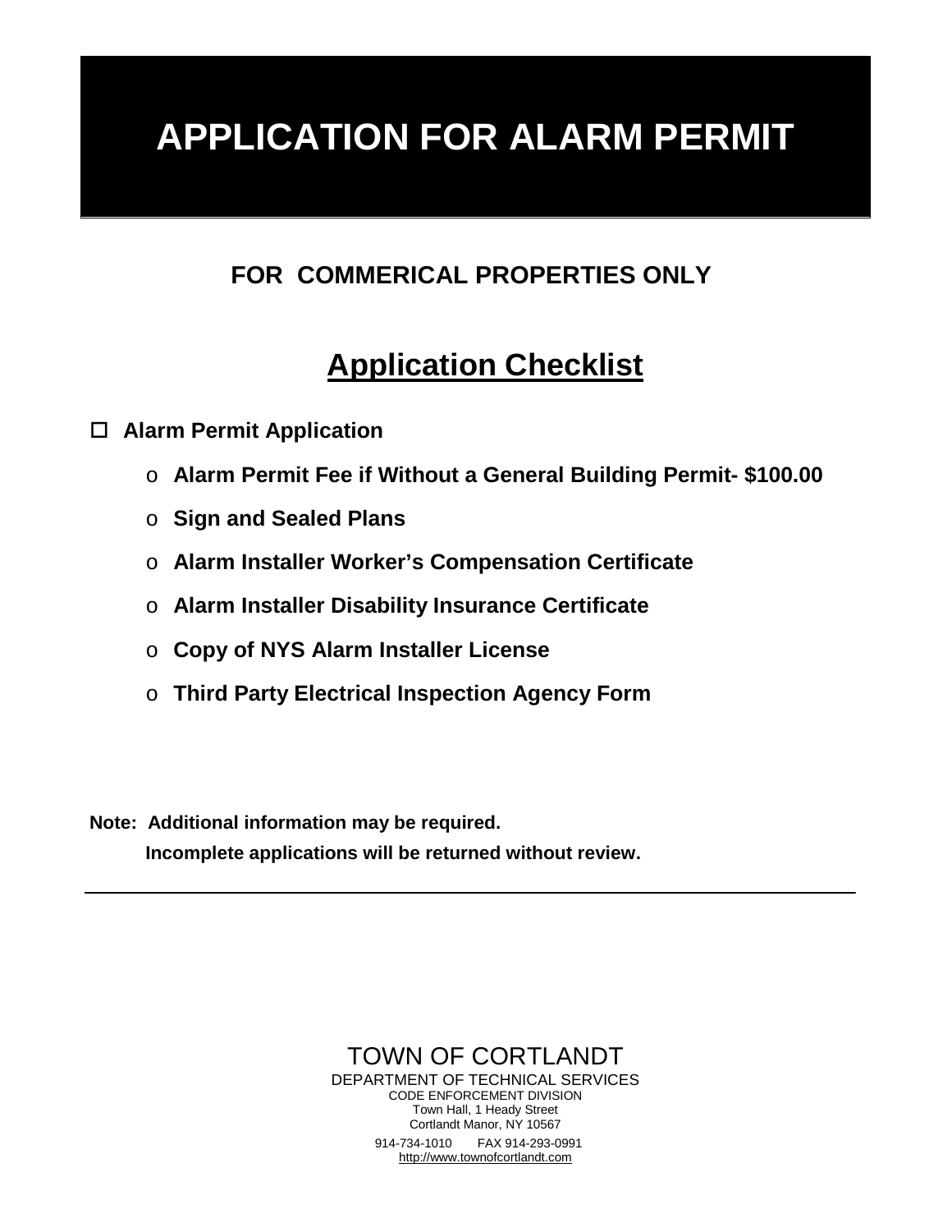# APPLICATION FOR ALARM PERMIT

## FOR COMMERICAL PROPERTIES ONLY

## Application Checklist

- ☐ **Alarm Permit Application**
  - o **Alarm Permit Fee if Without a General Building Permit- $100.00**
  - o **Sign and Sealed Plans**
  - o **Alarm Installer Worker's Compensation Certificate**
  - o **Alarm Installer Disability Insurance Certificate**
  - o **Copy of NYS Alarm Installer License**
  - o **Third Party Electrical Inspection Agency Form**

**Note: Additional information may be required.**

**Incomplete applications will be returned without review.**

---

TOWN OF CORTLANDT

DEPARTMENT OF TECHNICAL SERVICES

CODE ENFORCEMENT DIVISION

Town Hall, 1 Heady Street

Cortlandt Manor, NY 10567

914-734-1010 FAX 914-293-0991

http://www.townofcortlandt.com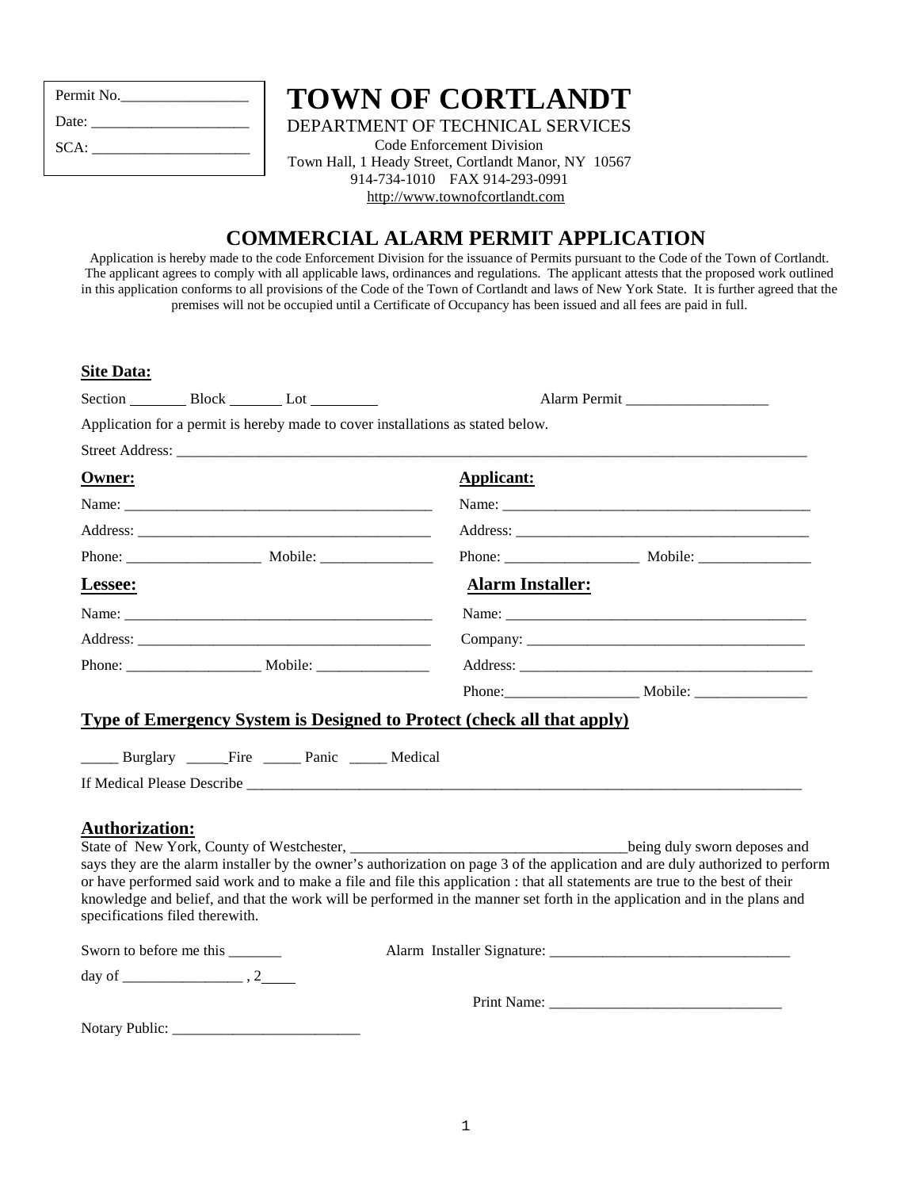Permit No.________________

Date: ____________________

SCA: ____________________

# TOWN OF CORTLANDT

DEPARTMENT OF TECHNICAL SERVICES

Code Enforcement Division

Town Hall, 1 Heady Street, Cortlandt Manor, NY 10567

914-734-1010 FAX 914-293-0991

http://www.townofcortlandt.com

## COMMERCIAL ALARM PERMIT APPLICATION

Application is hereby made to the code Enforcement Division for the issuance of Permits pursuant to the Code of the Town of Cortlandt. The applicant agrees to comply with all applicable laws, ordinances and regulations. The applicant attests that the proposed work outlined in this application conforms to all provisions of the Code of the Town of Cortlandt and laws of New York State. It is further agreed that the premises will not be occupied until a Certificate of Occupancy has been issued and all fees are paid in full.

**Site Data:**

Section _______ Block _______ Lot ________ Alarm Permit __________________

Application for a permit is hereby made to cover installations as stated below.

Street Address: ________________________________________________________________________________

**Owner:**

Name: ________________________________________

Address: ______________________________________

Phone: _________________ Mobile: ______________

**Applicant:**

Name: ________________________________________

Address: ______________________________________

Phone: _________________ Mobile: ______________

**Lessee:**

Name: ________________________________________

Address: ______________________________________

Phone: _________________ Mobile: ______________

**Alarm Installer:**

Name: ________________________________________

Company: ____________________________________

Address: ______________________________________

Phone:_________________ Mobile: ______________

**Type of Emergency System is Designed to Protect (check all that apply)**

_____ Burglary _____Fire _____ Panic _____ Medical

If Medical Please Describe __________________________________________________________________________

**Authorization:**

State of New York, County of Westchester, ___________________________________being duly sworn deposes and says they are the alarm installer by the owner's authorization on page 3 of the application and are duly authorized to perform or have performed said work and to make a file and file this application : that all statements are true to the best of their knowledge and belief, and that the work will be performed in the manner set forth in the application and in the plans and specifications filed therewith.

Sworn to before me this _______ Alarm Installer Signature: _______________________________

day of ________________ , 2____

Print Name: ______________________________

Notary Public: ________________________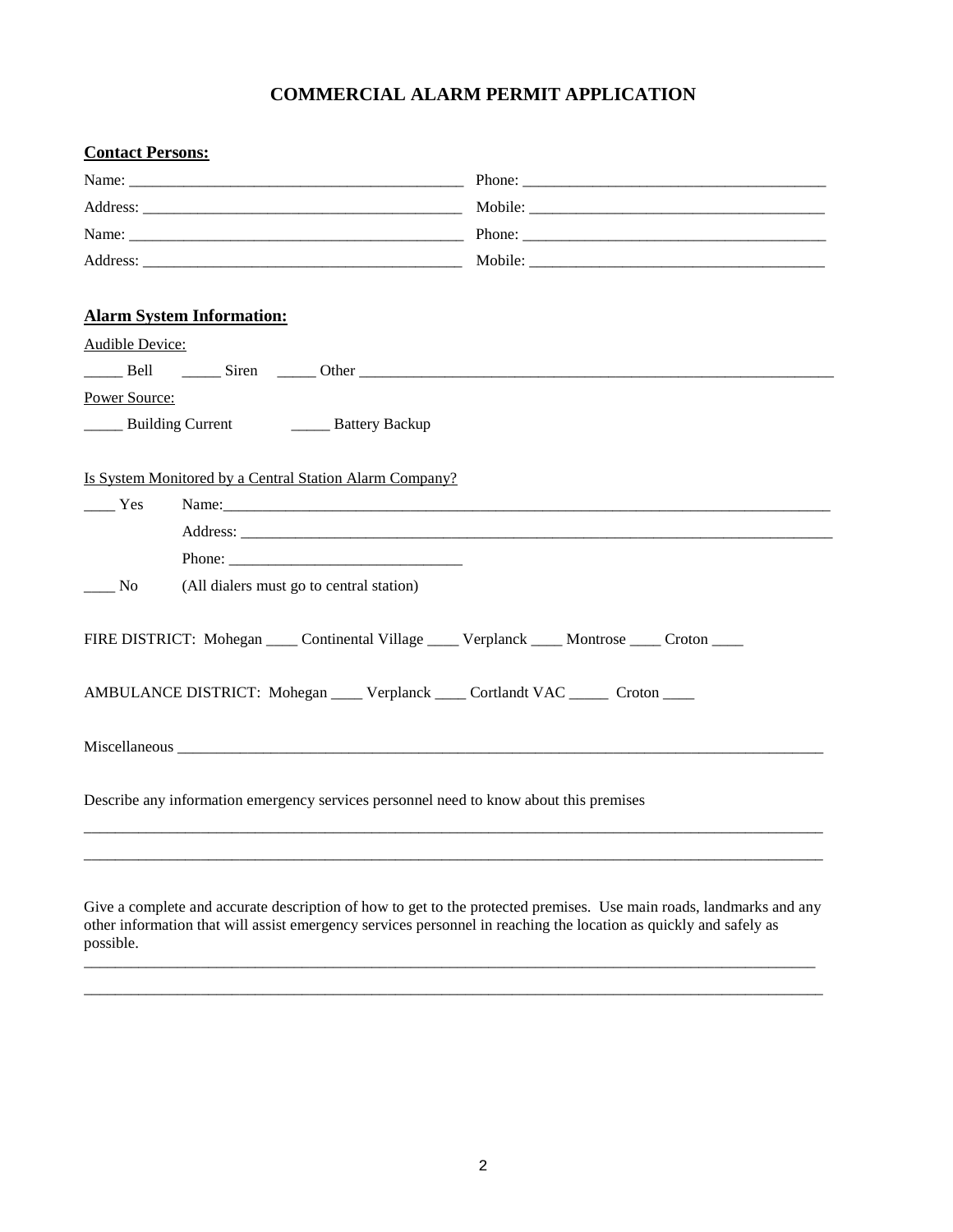# COMMERCIAL ALARM PERMIT APPLICATION

**Contact Persons:**

Name: ___________________________________________ Phone: _______________________________________

Address: _________________________________________ Mobile: ______________________________________

Name: ___________________________________________ Phone: _______________________________________

Address: _________________________________________ Mobile: ______________________________________

**Alarm System Information:**

Audible Device:

_____ Bell _____ Siren _____ Other _______________________________________________________________

Power Source:

_____ Building Current _____ Battery Backup

Is System Monitored by a Central Station Alarm Company?

____ Yes Name:_____________________________________________________________________________

Address: ___________________________________________________________________________

Phone: ______________________________

____ No (All dialers must go to central station)

FIRE DISTRICT: Mohegan ____ Continental Village ____ Verplanck ____ Montrose ____ Croton ____

AMBULANCE DISTRICT: Mohegan ____ Verplanck ____ Cortlandt VAC _____ Croton ____

Miscellaneous _____________________________________________________________________________________

Describe any information emergency services personnel need to know about this premises

_____________________________________________________________________________________________________

_____________________________________________________________________________________________________

Give a complete and accurate description of how to get to the protected premises. Use main roads, landmarks and any other information that will assist emergency services personnel in reaching the location as quickly and safely as possible.

_____________________________________________________________________________________________________

_____________________________________________________________________________________________________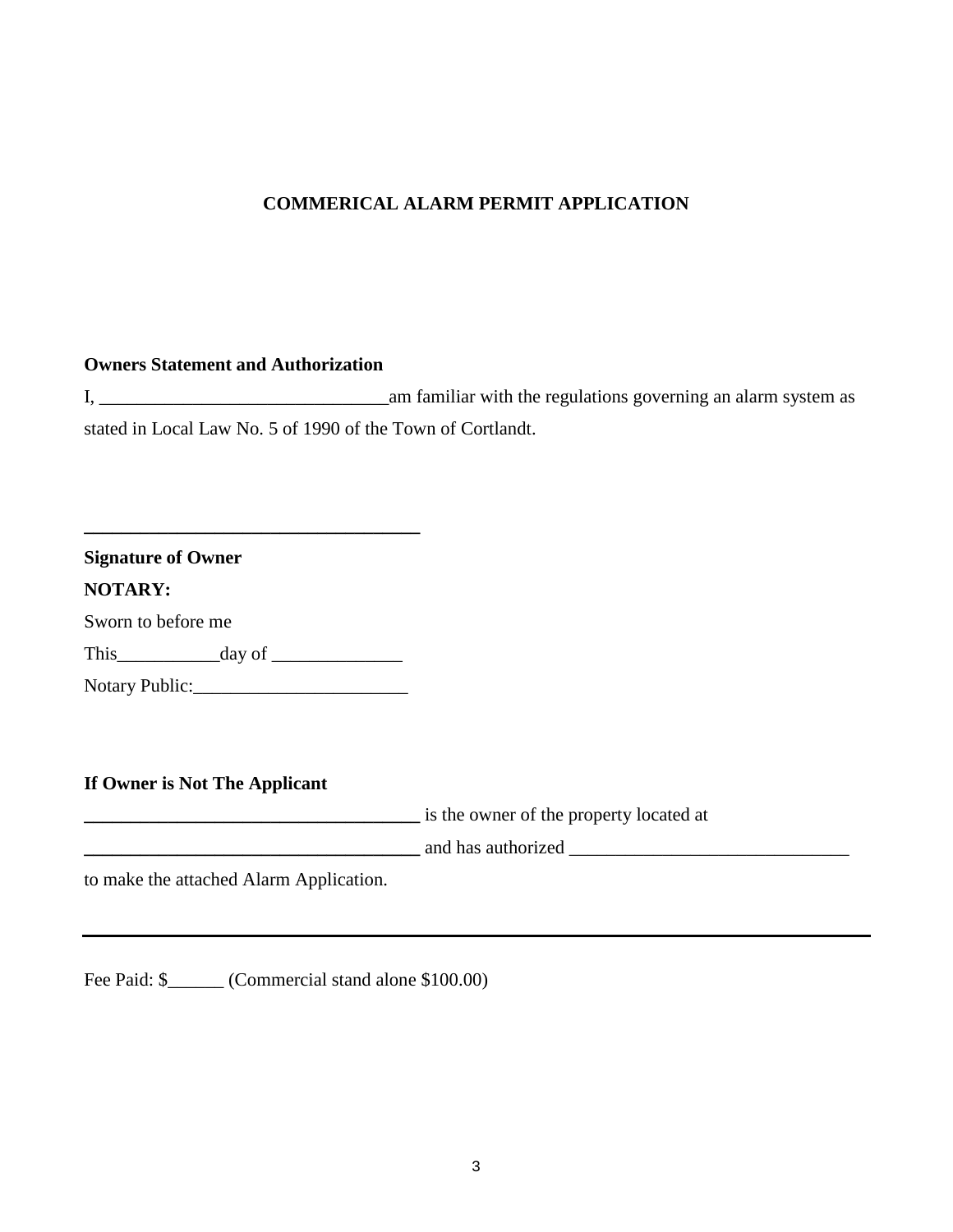# COMMERICAL ALARM PERMIT APPLICATION

**Owners Statement and Authorization**

I, _______________________________am familiar with the regulations governing an alarm system as stated in Local Law No. 5 of 1990 of the Town of Cortlandt.

**_____________________________________**

**Signature of Owner**

**NOTARY:**

Sworn to before me

This___________day of ______________

Notary Public:_______________________

**If Owner is Not The Applicant**

**_____________________________________** is the owner of the property located at

**_____________________________________** and has authorized ______________________________

to make the attached Alarm Application.

---

Fee Paid: $______ (Commercial stand alone $100.00)